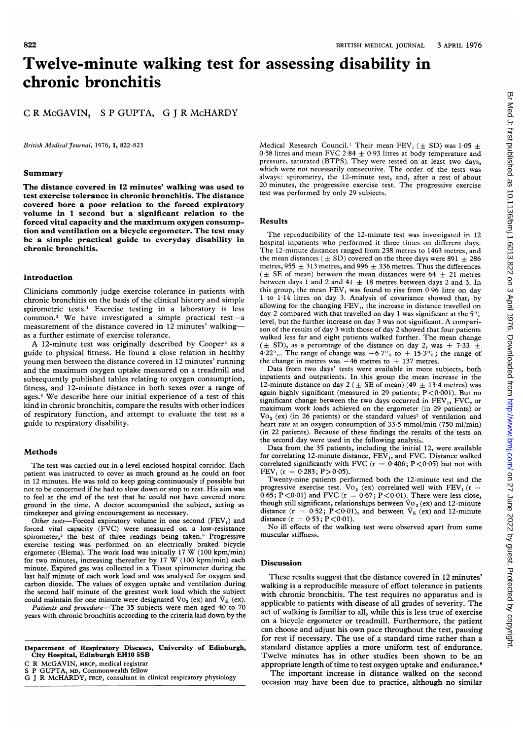# Twelve-minute walking test for assessing disability in chronic bronchitis

C R McGAVIN, S P GUPTA, G J R McHARDY

*British Medical Journal*, 1976, **1**, 822-823

## Summary

**The distance covered in 12 minutes' walking was used to test exercise tolerance in chronic bronchitis. The distance covered bore a poor relation to the forced expiratory volume in 1 second but a significant relation to the forced vital capacity and the maximum oxygen consumption and ventilation on a bicycle ergometer. The test may be a simple practical guide to everyday disability in chronic bronchitis.**

## Introduction

Clinicians commonly judge exercise tolerance in patients with chronic bronchitis on the basis of the clinical history and simple spirometric tests.[1] Exercise testing in a laboratory is less common.[2] We have investigated a simple practical test—a measurement of the distance covered in 12 minutes' walking—as a further estimate of exercise tolerance.

A 12-minute test was originally described by Cooper[3] as a guide to physical fitness. He found a close relation in healthy young men between the distance covered in 12 minutes' running and the maximum oxygen uptake measured on a treadmill and subsequently published tables relating to oxygen consumption, fitness, and 12-minute distance in both sexes over a range of ages.[4] We describe here our initial experience of a test of this kind in chronic bronchitis, compare the results with other indices of respiratory function, and attempt to evaluate the test as a guide to respiratory disability.

## Methods

The test was carried out in a level enclosed hospital corridor. Each patient was instructed to cover as much ground as he could on foot in 12 minutes. He was told to keep going continuously if possible but not to be concerned if he had to slow down or stop to rest. His aim was to feel at the end of the test that he could not have covered more ground in the time. A doctor accompanied the subject, acting as timekeeper and giving encouragement as necessary.

*Other tests*—Forced expiratory volume in one second ($FEV_1$) and forced vital capacity (FVC) were measured on a low-resistance spirometer,[5] the best of three readings being taken.[6] Progressive exercise testing was performed on an electrically braked bicycle ergometer (Elema). The work load was initially 17 W (100 kpm/min) for two minutes, increasing thereafter by 17 W (100 kpm/min) each minute. Expired gas was collected in a Tissot spirometer during the last half minute of each work load and was analysed for oxygen and carbon dioxide. The values of oxygen uptake and ventilation during the second half minute of the greatest work load which the subject could maintain for one minute were designated $\dot{V}O_2$ (ex) and $\dot{V}_E$ (ex).

*Patients and procedure*—The 35 subjects were men aged 40 to 70 years with chronic bronchitis according to the criteria laid down by the Medical Research Council.[7] Their mean $FEV_1$ ($\pm$ SD) was $1.05 \pm 0.58$ litres and mean FVC $2.84 \pm 0.93$ litres at body temperature and pressure, saturated (BTPS). They were tested on at least two days, which were not necessarily consecutive. The order of the tests was always: spirometry, the 12-minute test, and, after a rest of about 20 minutes, the progressive exercise test. The progressive exercise test was performed by only 29 subjects.

## Results

The reproducibility of the 12-minute test was investigated in 12 hospital inpatients who performed it three times on different days. The 12-minute distances ranged from 238 metres to 1463 metres, and the mean distances ($\pm$ SD) covered on the three days were $891 \pm 286$ metres, $955 \pm 313$ metres, and $996 \pm 336$ metres. Thus the differences ($\pm$ SE of mean) between the mean distances were $64 \pm 21$ metres between days 1 and 2 and $41 \pm 18$ metres between days 2 and 3. In this group, the mean $FEV_1$ was found to rise from 0.96 litre on day 1 to 1.14 litres on day 3. Analysis of covariance showed that, by allowing for the changing $FEV_1$, the increase in distance travelled on day 2 compared with that travelled on day 1 was significant at the 5% level, but the further increase on day 3 was not significant. A comparison of the results of day 3 with those of day 2 showed that four patients walked less far and eight patients walked further. The mean change ($\pm$ SD), as a percentage of the distance on day 2, was $+7.33 \pm 4.22$%. The range of change was $-6.7$% to $+15.3$%; the range of the change in metres was $-46$ metres to $+137$ metres.

Data from two days' tests were available in more subjects, both inpatients and outpatients. In this group the mean increase in the 12-minute distance on day 2 ($\pm$ SE of mean) ($49 \pm 13.4$ metres) was again highly significant (measured in 29 patients; $P<0.001$). But no significant change between the two days occurred in $FEV_1$, FVC, or maximum work loads achieved on the ergometer (in 29 patients) or $\dot{V}O_2$ (ex) (in 26 patients) or the standard values[2] of ventilation and heart rate at an oxygen consumption of 33.5 mmol/min (750 ml/min) (in 22 patients). Because of these findings the results of the tests on the second day were used in the following analysis.

Data from the 35 patients, including the initial 12, were available for correlating 12-minute distance, $FEV_1$, and FVC. Distance walked correlated significantly with FVC ($r = 0.406$; $P<0.05$) but not with $FEV_1$ ($r = 0.283$; $P>0.05$).

Twenty-nine patients performed both the 12-minute test and the progressive exercise test. $\dot{V}O_2$ (ex) correlated well with $FEV_1$ ($r = 0.65$; $P<0.01$) and FVC ($r = 0.67$; $P<0.01$). There were less close, though still significant, relationships between $\dot{V}O_2$ (ex) and 12-minute distance ($r = 0.52$; $P<0.01$), and between $\dot{V}_E$ (ex) and 12-minute distance ($r = 0.53$; $P<0.01$).

No ill effects of the walking test were observed apart from some muscular stiffness.

## Discussion

These results suggest that the distance covered in 12 minutes' walking is a reproducible measure of effort tolerance in patients with chronic bronchitis. The test requires no apparatus and is applicable to patients with disease of all grades of severity. The act of walking is familiar to all, while this is less true of exercise on a bicycle ergometer or treadmill. Furthermore, the patient can choose and adjust his own pace throughout the test, pausing for rest if necessary. The use of a standard time rather than a standard distance applies a more uniform test of endurance. Twelve minutes has in other studies been shown to be an appropriate length of time to test oxygen uptake and endurance.[8]

The important increase in distance walked on the second occasion may have been due to practice, although no similar

---

Department of Respiratory Diseases, University of Edinburgh, City Hospital, Edinburgh EH10 5SB

C R McGAVIN, MRCP, medical registrar

S P GUPTA, MD, Commonwealth fellow

G J R McHARDY, FRCP, consultant in clinical respiratory physiology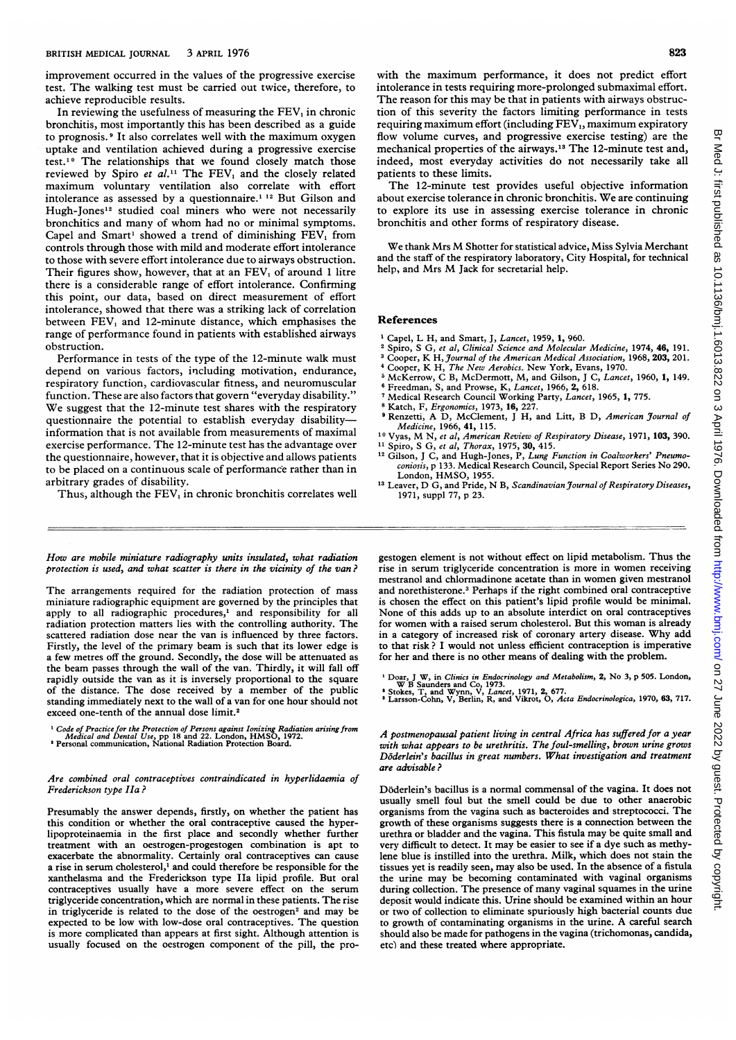improvement occurred in the values of the progressive exercise test. The walking test must be carried out twice, therefore, to achieve reproducible results.

In reviewing the usefulness of measuring the $FEV_1$ in chronic bronchitis, most importantly this has been described as a guide to prognosis.[9] It also correlates well with the maximum oxygen uptake and ventilation achieved during a progressive exercise test.[10] The relationships that we found closely match those reviewed by Spiro *et al*.[11] The $FEV_1$ and the closely related maximum voluntary ventilation also correlate with effort intolerance as assessed by a questionnaire.[1 12] But Gilson and Hugh-Jones[12] studied coal miners who were not necessarily bronchitics and many of whom had no or minimal symptoms. Capel and Smart[1] showed a trend of diminishing $FEV_1$ from controls through those with mild and moderate effort intolerance to those with severe effort intolerance due to airways obstruction. Their figures show, however, that at an $FEV_1$ of around 1 litre there is a considerable range of effort intolerance. Confirming this point, our data, based on direct measurement of effort intolerance, showed that there was a striking lack of correlation between $FEV_1$ and 12-minute distance, which emphasises the range of performance found in patients with established airways obstruction.

Performance in tests of the type of the 12-minute walk must depend on various factors, including motivation, endurance, respiratory function, cardiovascular fitness, and neuromuscular function. These are also factors that govern "everyday disability." We suggest that the 12-minute test shares with the respiratory questionnaire the potential to establish everyday disability—information that is not available from measurements of maximal exercise performance. The 12-minute test has the advantage over the questionnaire, however, that it is objective and allows patients to be placed on a continuous scale of performance rather than in arbitrary grades of disability.

Thus, although the $FEV_1$ in chronic bronchitis correlates well with the maximum performance, it does not predict effort intolerance in tests requiring more-prolonged submaximal effort. The reason for this may be that in patients with airways obstruction of this severity the factors limiting performance in tests requiring maximum effort (including $FEV_1$, maximum expiratory flow volume curves, and progressive exercise testing) are the mechanical properties of the airways.[13] The 12-minute test and, indeed, most everyday activities do not necessarily take all patients to these limits.

The 12-minute test provides useful objective information about exercise tolerance in chronic bronchitis. We are continuing to explore its use in assessing exercise tolerance in chronic bronchitis and other forms of respiratory disease.

We thank Mrs M Shotter for statistical advice, Miss Sylvia Merchant and the staff of the respiratory laboratory, City Hospital, for technical help, and Mrs M Jack for secretarial help.

## References

1. Capel, L H, and Smart, J, *Lancet*, 1959, **1**, 960.
2. Spiro, S G, *et al*, *Clinical Science and Molecular Medicine*, 1974, **46**, 191.
3. Cooper, K H, *Journal of the American Medical Association*, 1968, **203**, 201.
4. Cooper, K H, *The New Aerobics*. New York, Evans, 1970.
5. McKerrow, C B, McDermott, M, and Gilson, J C, *Lancet*, 1960, **1**, 149.
6. Freedman, S, and Prowse, K, *Lancet*, 1966, **2**, 618.
7. Medical Research Council Working Party, *Lancet*, 1965, **1**, 775.
8. Katch, F, *Ergonomics*, 1973, **16**, 227.
9. Renzetti, A D, McClement, J H, and Litt, B D, *American Journal of Medicine*, 1966, **41**, 115.
10. Vyas, M N, *et al*, *American Review of Respiratory Disease*, 1971, **103**, 390.
11. Spiro, S G, *et al*, *Thorax*, 1975, **30**, 415.
12. Gilson, J C, and Hugh-Jones, P, *Lung Function in Coalworkers' Pneumoconiosis*, p 133. Medical Research Council, Special Report Series No 290. London, HMSO, 1955.
13. Leaver, D G, and Pride, N B, *Scandinavian Journal of Respiratory Diseases*, 1971, suppl 77, p 23.

---

*How are mobile miniature radiography units insulated, what radiation protection is used, and what scatter is there in the vicinity of the van?*

The arrangements required for the radiation protection of mass miniature radiographic equipment are governed by the principles that apply to all radiographic procedures,[1] and responsibility for all radiation protection matters lies with the controlling authority. The scattered radiation dose near the van is influenced by three factors. Firstly, the level of the primary beam is such that its lower edge is a few metres off the ground. Secondly, the dose will be attenuated as the beam passes through the wall of the van. Thirdly, it will fall off rapidly outside the van as it is inversely proportional to the square of the distance. The dose received by a member of the public standing immediately next to the wall of a van for one hour should not exceed one-tenth of the annual dose limit.[2]

1. *Code of Practice for the Protection of Persons against Ionizing Radiation arising from Medical and Dental Use*, pp 18 and 22. London, HMSO, 1972.
2. Personal communication, National Radiation Protection Board.

*Are combined oral contraceptives contraindicated in hyperlidaemia of Frederickson type IIa?*

Presumably the answer depends, firstly, on whether the patient has this condition or whether the oral contraceptive caused the hyperlipoproteinaemia in the first place and secondly whether further treatment with an oestrogen-progestogen combination is apt to exacerbate the abnormality. Certainly oral contraceptives can cause a rise in serum cholesterol,[1] and could therefore be responsible for the xanthelasma and the Frederickson type IIa lipid profile. But oral contraceptives usually have a more severe effect on the serum triglyceride concentration, which are normal in these patients. The rise in triglyceride is related to the dose of the oestrogen[2] and may be expected to be low with low-dose oral contraceptives. The question is more complicated than appears at first sight. Although attention is usually focused on the oestrogen component of the pill, the progestogen element is not without effect on lipid metabolism. Thus the rise in serum triglyceride concentration is more in women receiving mestranol and chlormadinone acetate than in women given mestranol and norethisterone.[3] Perhaps if the right combined oral contraceptive is chosen the effect on this patient's lipid profile would be minimal. None of this adds up to an absolute interdict on oral contraceptives for women with a raised serum cholesterol. But this woman is already in a category of increased risk of coronary artery disease. Why add to that risk? I would not unless efficient contraception is imperative for her and there is no other means of dealing with the problem.

1. Doar, J W, in *Clinics in Endocrinology and Metabolism*, **2**, No 3, p 505. London, W B Saunders and Co, 1973.
2. Stokes, T, and Wynn, V, *Lancet*, 1971, **2**, 677.
3. Larsson-Cohn, V, Berlin, R, and Vikrot, O, *Acta Endocrinologica*, 1970, **63**, 717.

*A postmenopausal patient living in central Africa has suffered for a year with what appears to be urethritis. The foul-smelling, brown urine grows Döderlein's bacillus in great numbers. What investigation and treatment are advisable?*

Döderlein's bacillus is a normal commensal of the vagina. It does not usually smell foul but the smell could be due to other anaerobic organisms from the vagina such as bacteroides and streptococci. The growth of these organisms suggests there is a connection between the urethra or bladder and the vagina. This fistula may be quite small and very difficult to detect. It may be easier to see if a dye such as methylene blue is instilled into the urethra. Milk, which does not stain the tissues yet is readily seen, may also be used. In the absence of a fistula the urine may be becoming contaminated with vaginal organisms during collection. The presence of many vaginal squames in the urine deposit would indicate this. Urine should be examined within an hour or two of collection to eliminate spuriously high bacterial counts due to growth of contaminating organisms in the urine. A careful search should also be made for pathogens in the vagina (trichomonas, candida, etc) and these treated where appropriate.